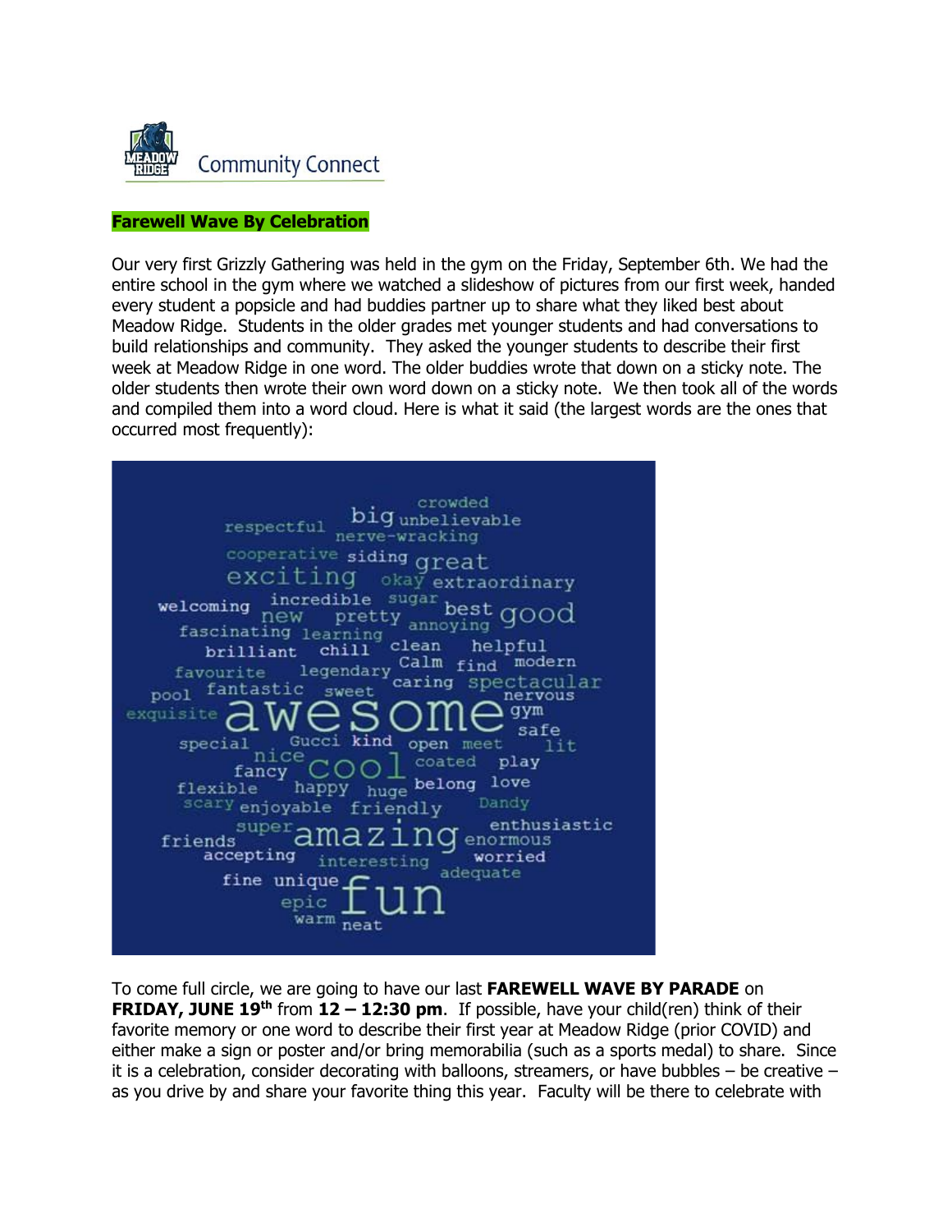Community Connect

**Farewell Wave By Celebration**

Our very first Grizzly Gathering was held in the gym on the Friday, September 6th. We had the entire school in the gym where we watched a slideshow of pictures from our first week, handed every student a popsicle and had buddies partner up to share what they liked best about Meadow Ridge. Students in the older grades met younger students and had conversations to build relationships and community. They asked the younger students to describe their first week at Meadow Ridge in one word. The older buddies wrote that down on a sticky note. The older students then wrote their own word down on a sticky note. We then took all of the words and compiled them into a word cloud. Here is what it said (the largest words are the ones that occurred most frequently):

crowded big unbelievable respectful nerve-wracking cooperative siding great exciting okay extraordinary welcoming incredible sugar new pretty best good annoying fascinating learning brilliant chill clean helpful favourite legendary Calm find modern pool fantastic sweet caring spectacular nervous exquisite awesome gym safe special Gucci kind open meet lit nice fancy cool coated play flexible happy huge belong love scary enjoyable friendly Dandy super enthusiastic friends amazing enormous accepting interesting worried adequate fine unique fun epic warm neat

To come full circle, we are going to have our last **FAREWELL WAVE BY PARADE** on **FRIDAY, JUNE 19th** from **12 – 12:30 pm**. If possible, have your child(ren) think of their favorite memory or one word to describe their first year at Meadow Ridge (prior COVID) and either make a sign or poster and/or bring memorabilia (such as a sports medal) to share. Since it is a celebration, consider decorating with balloons, streamers, or have bubbles – be creative – as you drive by and share your favorite thing this year. Faculty will be there to celebrate with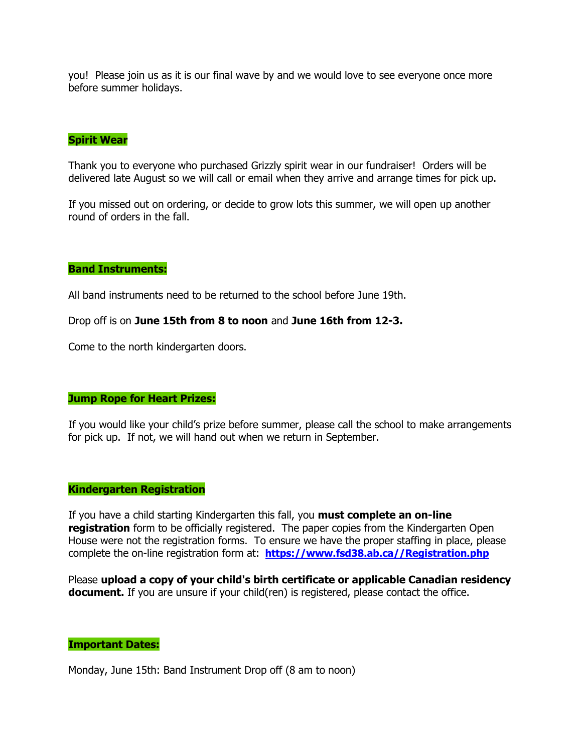you! Please join us as it is our final wave by and we would love to see everyone once more before summer holidays.

## Spirit Wear

Thank you to everyone who purchased Grizzly spirit wear in our fundraiser! Orders will be delivered late August so we will call or email when they arrive and arrange times for pick up.

If you missed out on ordering, or decide to grow lots this summer, we will open up another round of orders in the fall.

## Band Instruments:

All band instruments need to be returned to the school before June 19th.

Drop off is on **June 15th from 8 to noon** and **June 16th from 12-3.**

Come to the north kindergarten doors.

## Jump Rope for Heart Prizes:

If you would like your child's prize before summer, please call the school to make arrangements for pick up. If not, we will hand out when we return in September.

## Kindergarten Registration

If you have a child starting Kindergarten this fall, you **must complete an on-line registration** form to be officially registered. The paper copies from the Kindergarten Open House were not the registration forms. To ensure we have the proper staffing in place, please complete the on-line registration form at: **https://www.fsd38.ab.ca//Registration.php**

Please **upload a copy of your child's birth certificate or applicable Canadian residency document.** If you are unsure if your child(ren) is registered, please contact the office.

## Important Dates:

Monday, June 15th: Band Instrument Drop off (8 am to noon)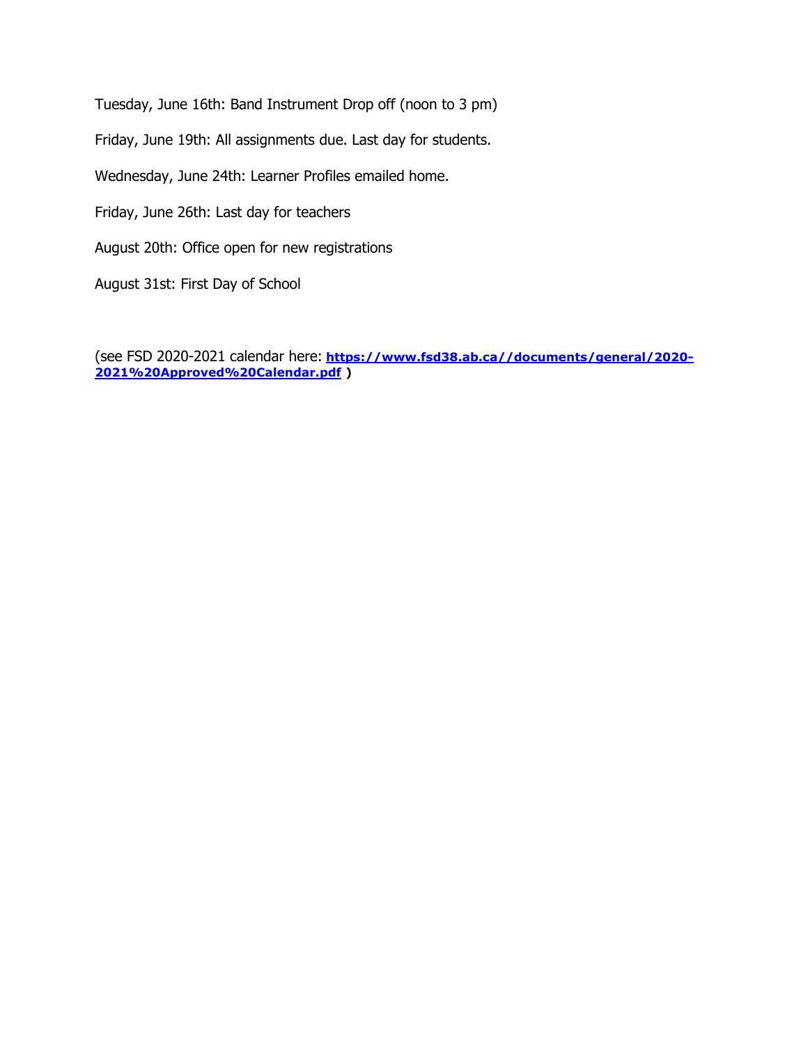Tuesday, June 16th: Band Instrument Drop off (noon to 3 pm)

Friday, June 19th: All assignments due. Last day for students.

Wednesday, June 24th: Learner Profiles emailed home.

Friday, June 26th: Last day for teachers

August 20th: Office open for new registrations

August 31st: First Day of School

(see FSD 2020-2021 calendar here: **[https://www.fsd38.ab.ca//documents/general/2020-2021%20Approved%20Calendar.pdf](https://www.fsd38.ab.ca//documents/general/2020-2021%20Approved%20Calendar.pdf) )**